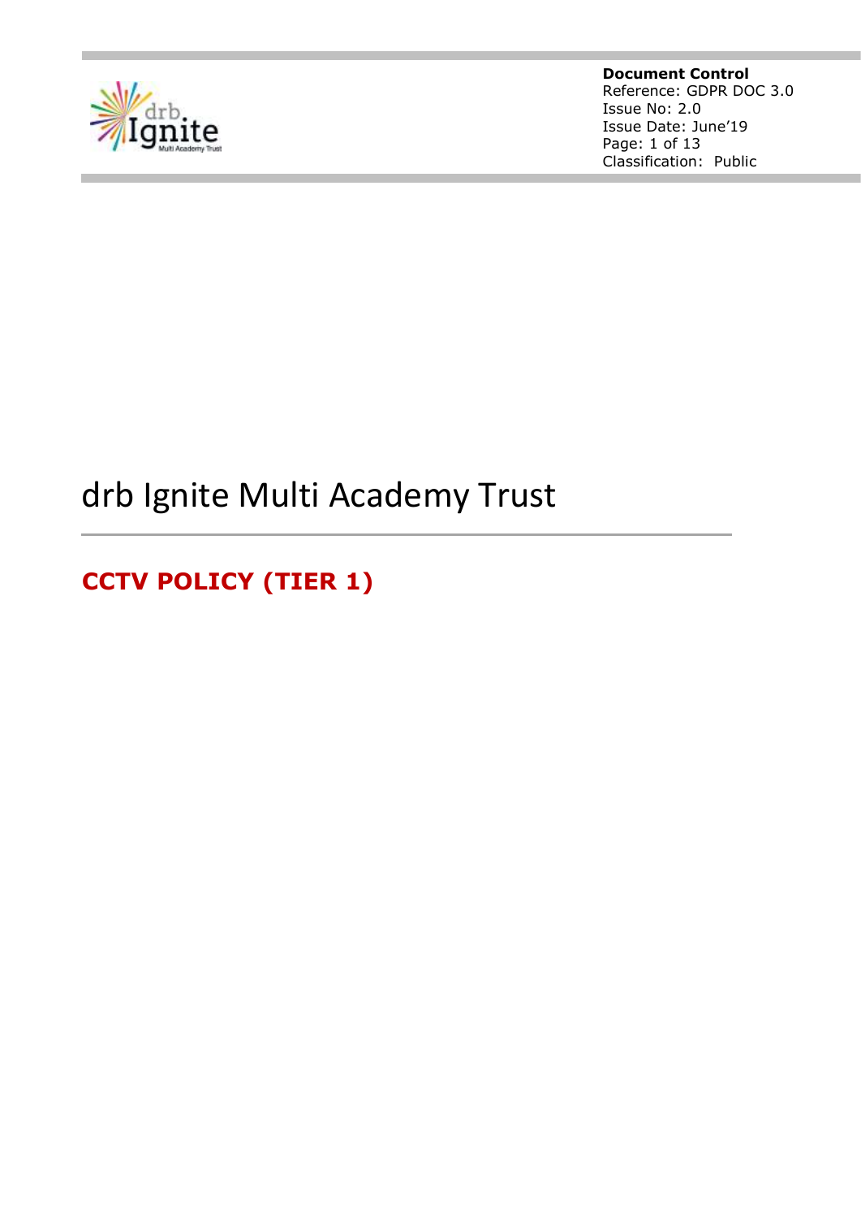**Document Control**
Reference: GDPR DOC 3.0
Issue No: 2.0
Issue Date: June'19
Classification: Public

# drb Ignite Multi Academy Trust

## CCTV POLICY (TIER 1)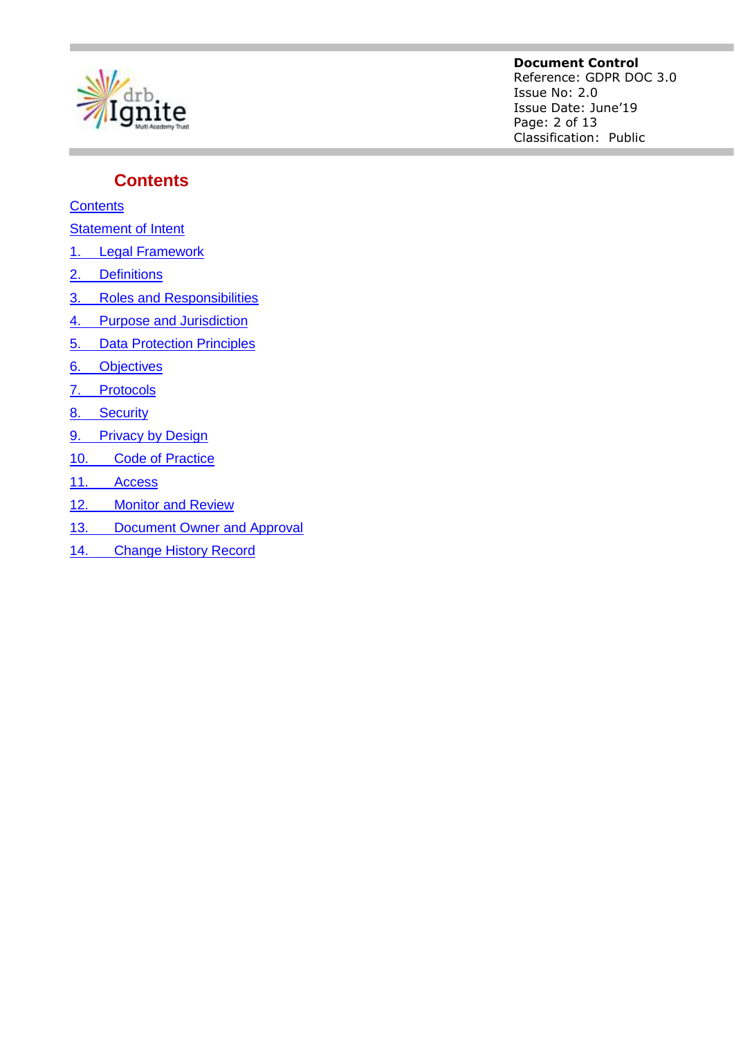## Contents

- Contents
- Statement of Intent
1. Legal Framework
2. Definitions
3. Roles and Responsibilities
4. Purpose and Jurisdiction
5. Data Protection Principles
6. Objectives
7. Protocols
8. Security
9. Privacy by Design
10. Code of Practice
11. Access
12. Monitor and Review
13. Document Owner and Approval
14. Change History Record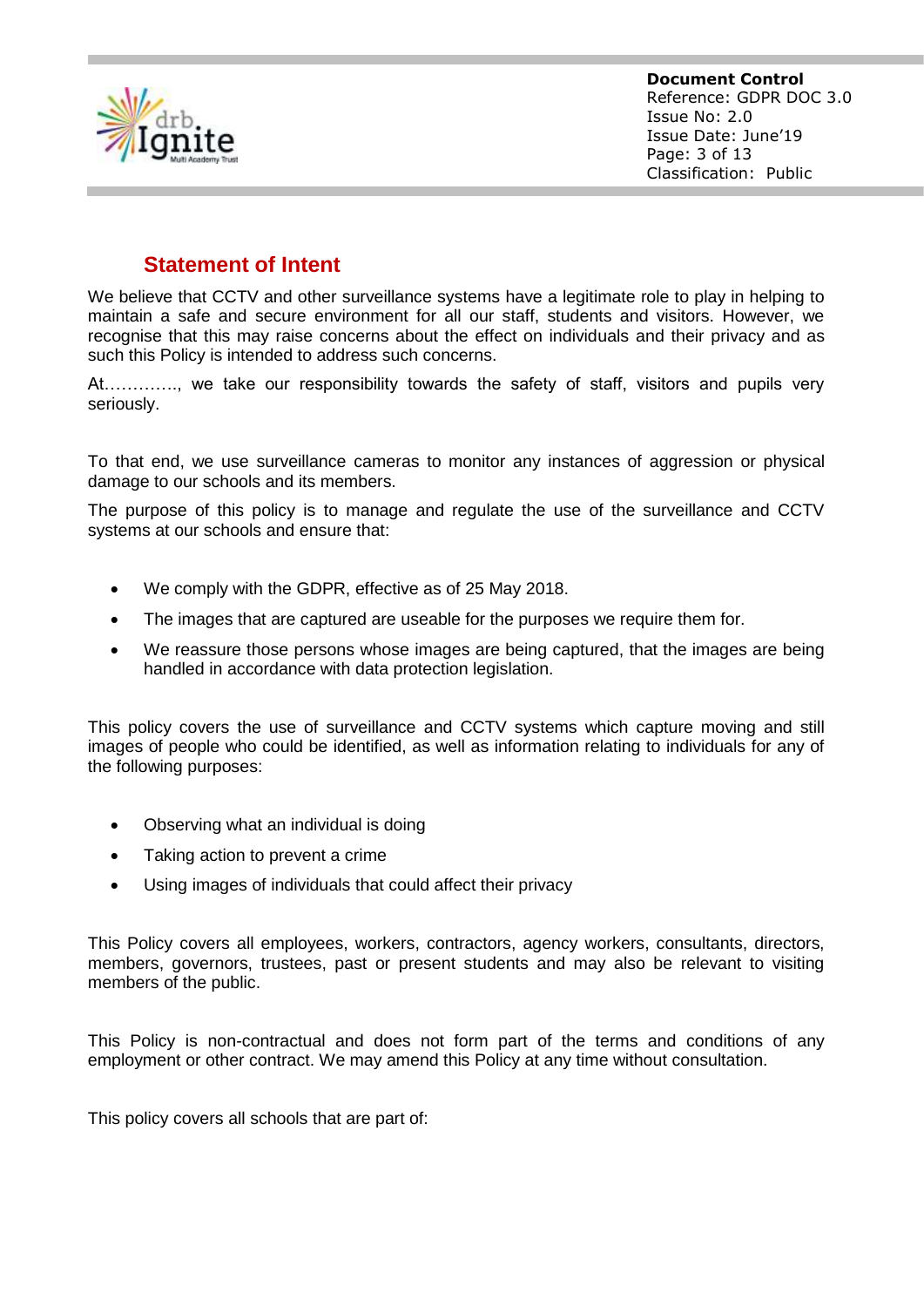## Statement of Intent

We believe that CCTV and other surveillance systems have a legitimate role to play in helping to maintain a safe and secure environment for all our staff, students and visitors. However, we recognise that this may raise concerns about the effect on individuals and their privacy and as such this Policy is intended to address such concerns.

At…………., we take our responsibility towards the safety of staff, visitors and pupils very seriously.

To that end, we use surveillance cameras to monitor any instances of aggression or physical damage to our schools and its members.

The purpose of this policy is to manage and regulate the use of the surveillance and CCTV systems at our schools and ensure that:

- We comply with the GDPR, effective as of 25 May 2018.
- The images that are captured are useable for the purposes we require them for.
- We reassure those persons whose images are being captured, that the images are being handled in accordance with data protection legislation.

This policy covers the use of surveillance and CCTV systems which capture moving and still images of people who could be identified, as well as information relating to individuals for any of the following purposes:

- Observing what an individual is doing
- Taking action to prevent a crime
- Using images of individuals that could affect their privacy

This Policy covers all employees, workers, contractors, agency workers, consultants, directors, members, governors, trustees, past or present students and may also be relevant to visiting members of the public.

This Policy is non-contractual and does not form part of the terms and conditions of any employment or other contract. We may amend this Policy at any time without consultation.

This policy covers all schools that are part of: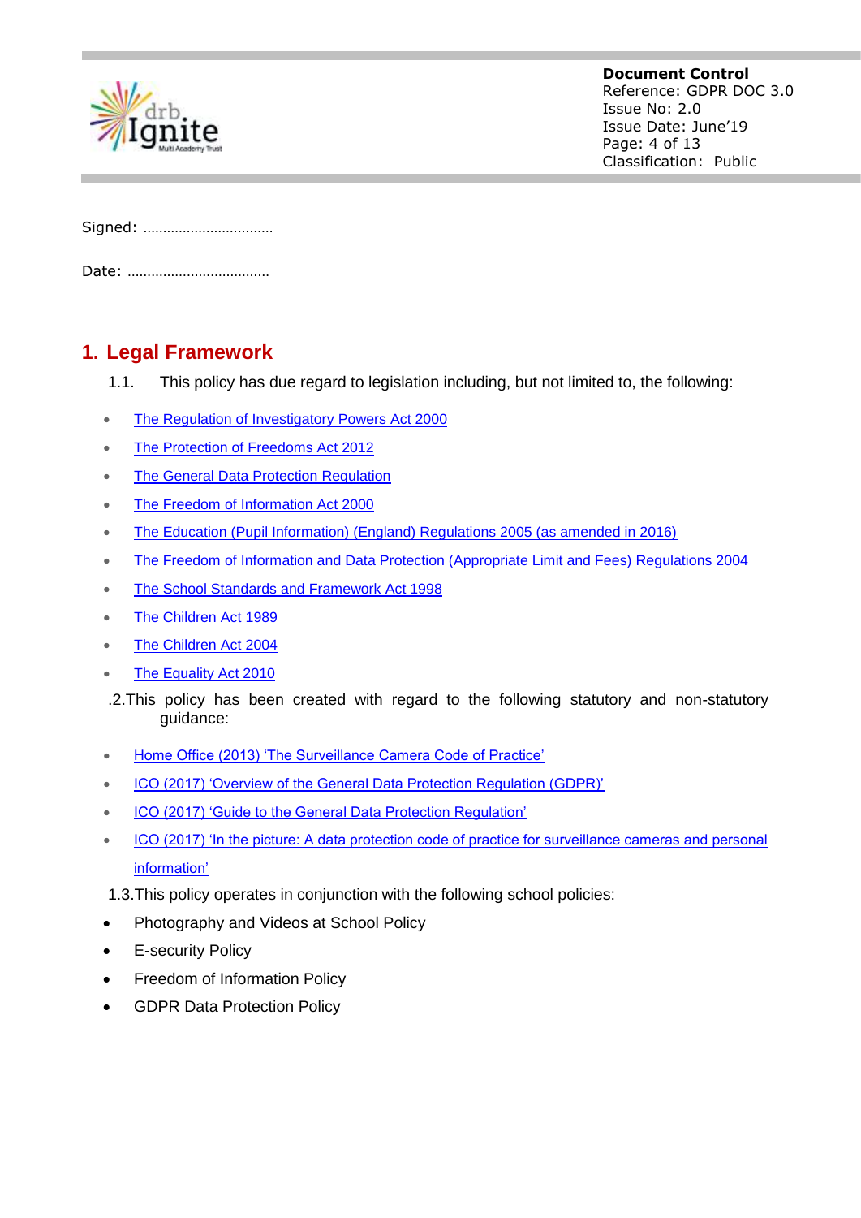Signed: ……………………………

Date: ………………………………

## 1. Legal Framework

1.1. This policy has due regard to legislation including, but not limited to, the following:

- The Regulation of Investigatory Powers Act 2000
- The Protection of Freedoms Act 2012
- The General Data Protection Regulation
- The Freedom of Information Act 2000
- The Education (Pupil Information) (England) Regulations 2005 (as amended in 2016)
- The Freedom of Information and Data Protection (Appropriate Limit and Fees) Regulations 2004
- The School Standards and Framework Act 1998
- The Children Act 1989
- The Children Act 2004
- The Equality Act 2010

.2.This policy has been created with regard to the following statutory and non-statutory guidance:

- Home Office (2013) 'The Surveillance Camera Code of Practice'
- ICO (2017) 'Overview of the General Data Protection Regulation (GDPR)'
- ICO (2017) 'Guide to the General Data Protection Regulation'
- ICO (2017) 'In the picture: A data protection code of practice for surveillance cameras and personal information'

1.3.This policy operates in conjunction with the following school policies:

- Photography and Videos at School Policy
- E-security Policy
- Freedom of Information Policy
- GDPR Data Protection Policy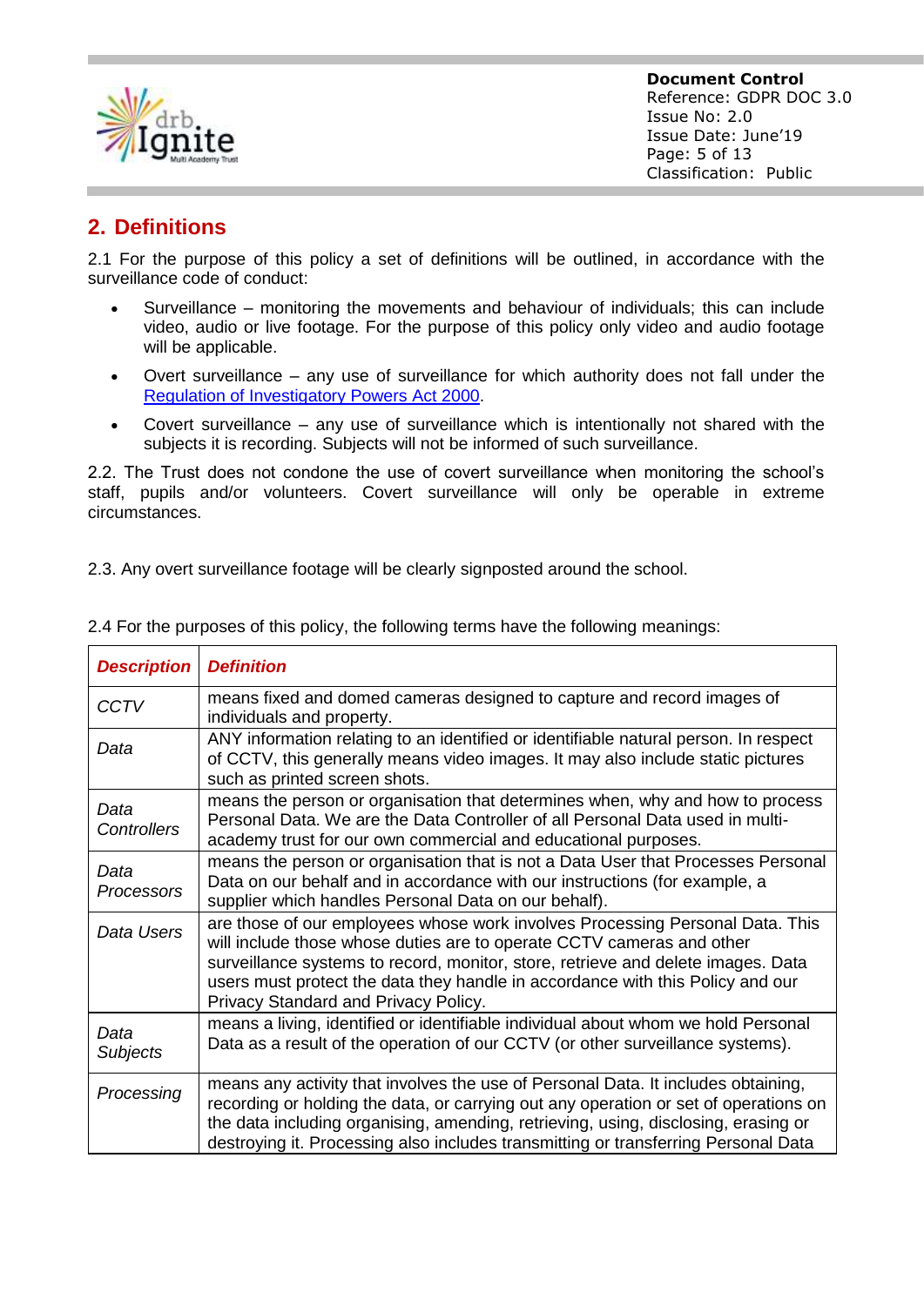## 2. Definitions

2.1 For the purpose of this policy a set of definitions will be outlined, in accordance with the surveillance code of conduct:

- Surveillance – monitoring the movements and behaviour of individuals; this can include video, audio or live footage. For the purpose of this policy only video and audio footage will be applicable.
- Overt surveillance – any use of surveillance for which authority does not fall under the Regulation of Investigatory Powers Act 2000.
- Covert surveillance – any use of surveillance which is intentionally not shared with the subjects it is recording. Subjects will not be informed of such surveillance.

2.2. The Trust does not condone the use of covert surveillance when monitoring the school's staff, pupils and/or volunteers. Covert surveillance will only be operable in extreme circumstances.

2.3. Any overt surveillance footage will be clearly signposted around the school.

2.4 For the purposes of this policy, the following terms have the following meanings:

| ***Description*** | ***Definition*** |
| --- | --- |
| *CCTV* | means fixed and domed cameras designed to capture and record images of individuals and property. |
| *Data* | ANY information relating to an identified or identifiable natural person. In respect of CCTV, this generally means video images. It may also include static pictures such as printed screen shots. |
| *Data Controllers* | means the person or organisation that determines when, why and how to process Personal Data. We are the Data Controller of all Personal Data used in multi-academy trust for our own commercial and educational purposes. |
| *Data Processors* | means the person or organisation that is not a Data User that Processes Personal Data on our behalf and in accordance with our instructions (for example, a supplier which handles Personal Data on our behalf). |
| *Data Users* | are those of our employees whose work involves Processing Personal Data. This will include those whose duties are to operate CCTV cameras and other surveillance systems to record, monitor, store, retrieve and delete images. Data users must protect the data they handle in accordance with this Policy and our Privacy Standard and Privacy Policy. |
| *Data Subjects* | means a living, identified or identifiable individual about whom we hold Personal Data as a result of the operation of our CCTV (or other surveillance systems). |
| *Processing* | means any activity that involves the use of Personal Data. It includes obtaining, recording or holding the data, or carrying out any operation or set of operations on the data including organising, amending, retrieving, using, disclosing, erasing or destroying it. Processing also includes transmitting or transferring Personal Data |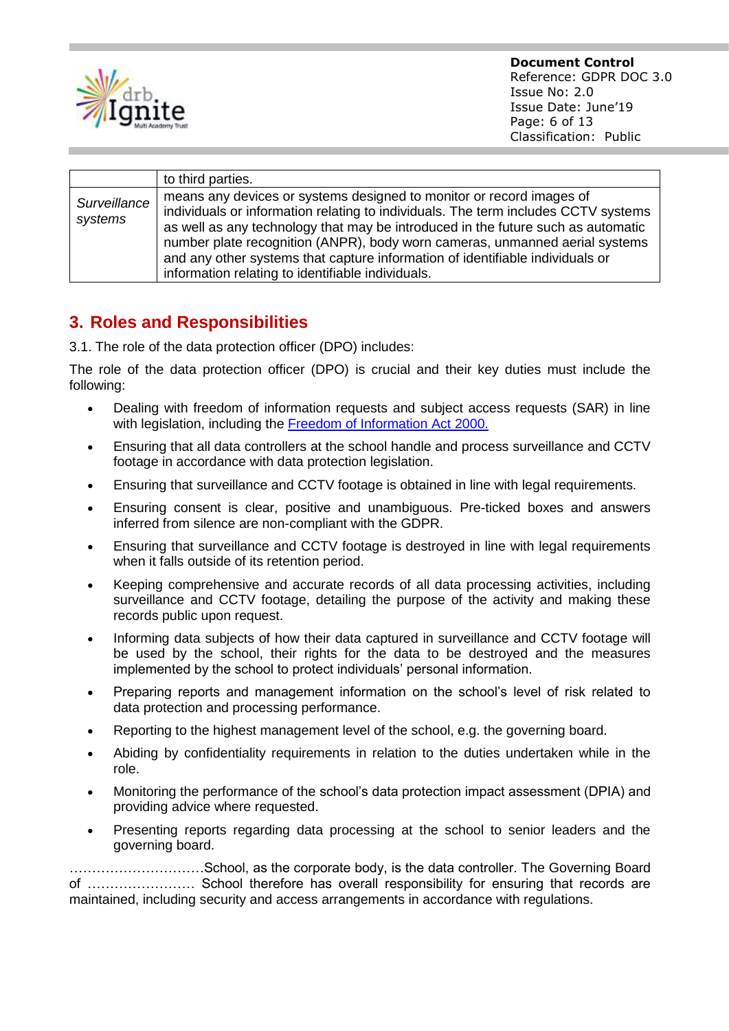| | to third parties. |
|---|---|
| *Surveillance systems* | means any devices or systems designed to monitor or record images of individuals or information relating to individuals. The term includes CCTV systems as well as any technology that may be introduced in the future such as automatic number plate recognition (ANPR), body worn cameras, unmanned aerial systems and any other systems that capture information of identifiable individuals or information relating to identifiable individuals. |

## 3. Roles and Responsibilities

3.1. The role of the data protection officer (DPO) includes:

The role of the data protection officer (DPO) is crucial and their key duties must include the following:

- Dealing with freedom of information requests and subject access requests (SAR) in line with legislation, including the [Freedom of Information Act 2000.]()
- Ensuring that all data controllers at the school handle and process surveillance and CCTV footage in accordance with data protection legislation.
- Ensuring that surveillance and CCTV footage is obtained in line with legal requirements.
- Ensuring consent is clear, positive and unambiguous. Pre-ticked boxes and answers inferred from silence are non-compliant with the GDPR.
- Ensuring that surveillance and CCTV footage is destroyed in line with legal requirements when it falls outside of its retention period.
- Keeping comprehensive and accurate records of all data processing activities, including surveillance and CCTV footage, detailing the purpose of the activity and making these records public upon request.
- Informing data subjects of how their data captured in surveillance and CCTV footage will be used by the school, their rights for the data to be destroyed and the measures implemented by the school to protect individuals' personal information.
- Preparing reports and management information on the school's level of risk related to data protection and processing performance.
- Reporting to the highest management level of the school, e.g. the governing board.
- Abiding by confidentiality requirements in relation to the duties undertaken while in the role.
- Monitoring the performance of the school's data protection impact assessment (DPIA) and providing advice where requested.
- Presenting reports regarding data processing at the school to senior leaders and the governing board.

…………………………School, as the corporate body, is the data controller. The Governing Board of …………………… School therefore has overall responsibility for ensuring that records are maintained, including security and access arrangements in accordance with regulations.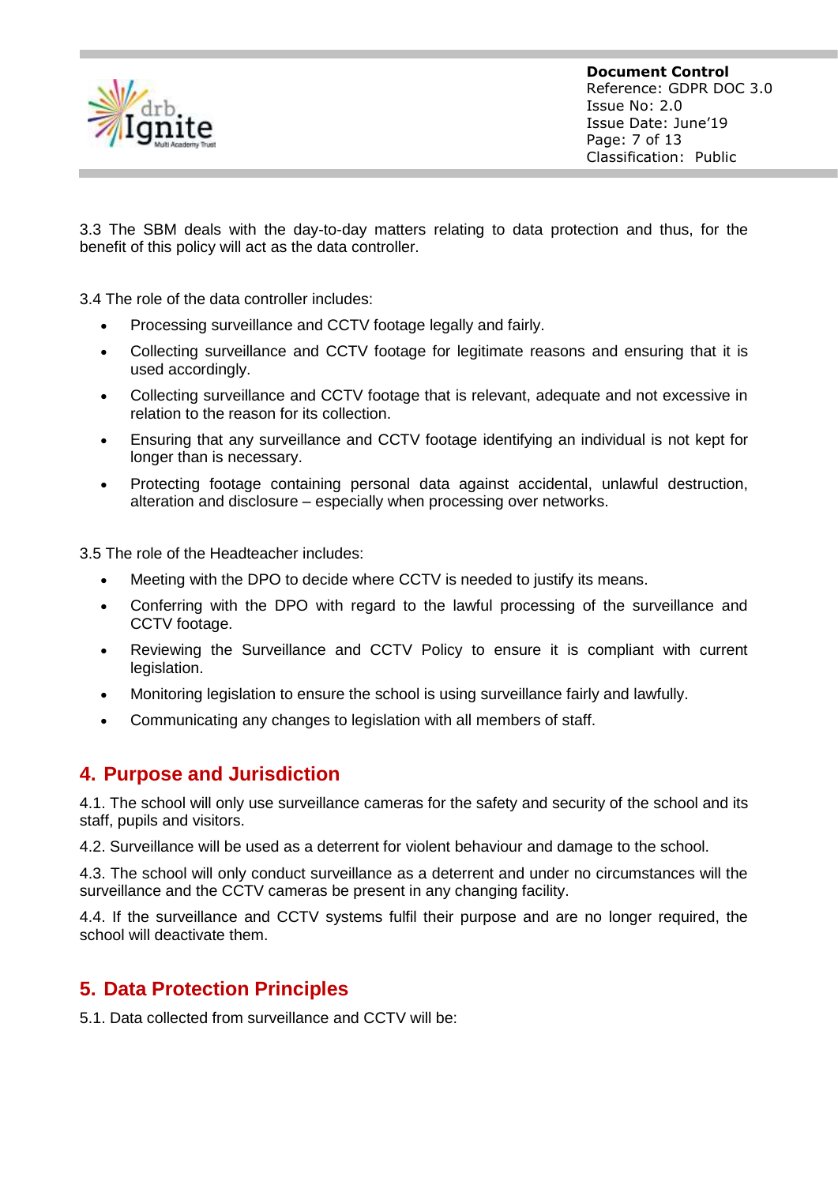3.3 The SBM deals with the day-to-day matters relating to data protection and thus, for the benefit of this policy will act as the data controller.

3.4 The role of the data controller includes:

- Processing surveillance and CCTV footage legally and fairly.
- Collecting surveillance and CCTV footage for legitimate reasons and ensuring that it is used accordingly.
- Collecting surveillance and CCTV footage that is relevant, adequate and not excessive in relation to the reason for its collection.
- Ensuring that any surveillance and CCTV footage identifying an individual is not kept for longer than is necessary.
- Protecting footage containing personal data against accidental, unlawful destruction, alteration and disclosure – especially when processing over networks.

3.5 The role of the Headteacher includes:

- Meeting with the DPO to decide where CCTV is needed to justify its means.
- Conferring with the DPO with regard to the lawful processing of the surveillance and CCTV footage.
- Reviewing the Surveillance and CCTV Policy to ensure it is compliant with current legislation.
- Monitoring legislation to ensure the school is using surveillance fairly and lawfully.
- Communicating any changes to legislation with all members of staff.

## 4. Purpose and Jurisdiction

4.1. The school will only use surveillance cameras for the safety and security of the school and its staff, pupils and visitors.

4.2. Surveillance will be used as a deterrent for violent behaviour and damage to the school.

4.3. The school will only conduct surveillance as a deterrent and under no circumstances will the surveillance and the CCTV cameras be present in any changing facility.

4.4. If the surveillance and CCTV systems fulfil their purpose and are no longer required, the school will deactivate them.

## 5. Data Protection Principles

5.1. Data collected from surveillance and CCTV will be: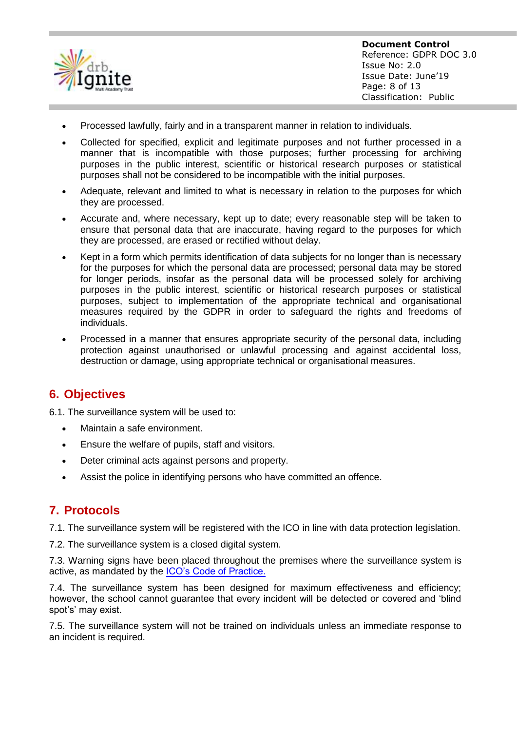- Processed lawfully, fairly and in a transparent manner in relation to individuals.
- Collected for specified, explicit and legitimate purposes and not further processed in a manner that is incompatible with those purposes; further processing for archiving purposes in the public interest, scientific or historical research purposes or statistical purposes shall not be considered to be incompatible with the initial purposes.
- Adequate, relevant and limited to what is necessary in relation to the purposes for which they are processed.
- Accurate and, where necessary, kept up to date; every reasonable step will be taken to ensure that personal data that are inaccurate, having regard to the purposes for which they are processed, are erased or rectified without delay.
- Kept in a form which permits identification of data subjects for no longer than is necessary for the purposes for which the personal data are processed; personal data may be stored for longer periods, insofar as the personal data will be processed solely for archiving purposes in the public interest, scientific or historical research purposes or statistical purposes, subject to implementation of the appropriate technical and organisational measures required by the GDPR in order to safeguard the rights and freedoms of individuals.
- Processed in a manner that ensures appropriate security of the personal data, including protection against unauthorised or unlawful processing and against accidental loss, destruction or damage, using appropriate technical or organisational measures.

## 6. Objectives

6.1. The surveillance system will be used to:

- Maintain a safe environment.
- Ensure the welfare of pupils, staff and visitors.
- Deter criminal acts against persons and property.
- Assist the police in identifying persons who have committed an offence.

## 7. Protocols

7.1. The surveillance system will be registered with the ICO in line with data protection legislation.

7.2. The surveillance system is a closed digital system.

7.3. Warning signs have been placed throughout the premises where the surveillance system is active, as mandated by the ICO's Code of Practice.

7.4. The surveillance system has been designed for maximum effectiveness and efficiency; however, the school cannot guarantee that every incident will be detected or covered and 'blind spot's' may exist.

7.5. The surveillance system will not be trained on individuals unless an immediate response to an incident is required.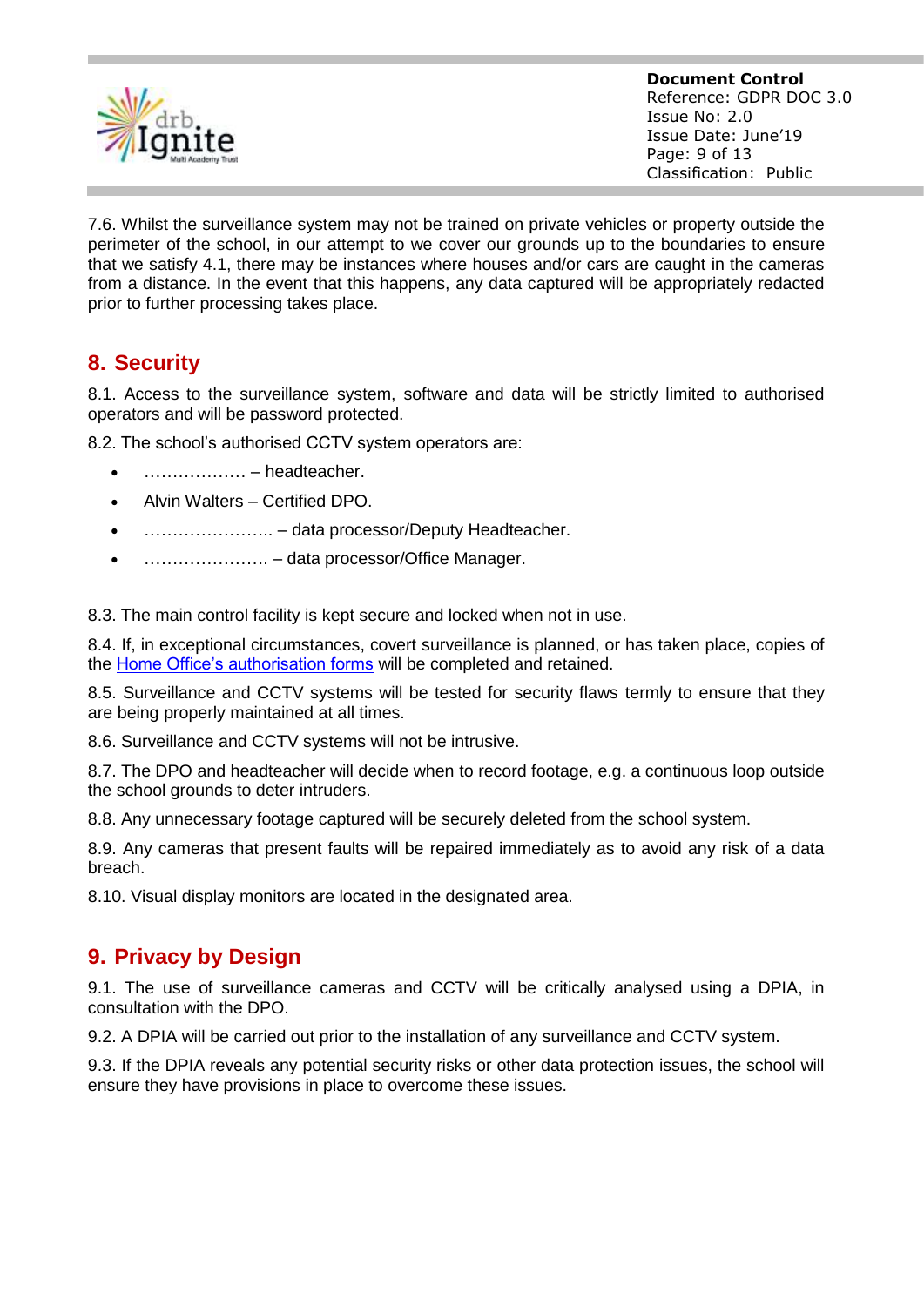7.6. Whilst the surveillance system may not be trained on private vehicles or property outside the perimeter of the school, in our attempt to we cover our grounds up to the boundaries to ensure that we satisfy 4.1, there may be instances where houses and/or cars are caught in the cameras from a distance. In the event that this happens, any data captured will be appropriately redacted prior to further processing takes place.

## 8. Security

8.1. Access to the surveillance system, software and data will be strictly limited to authorised operators and will be password protected.

8.2. The school's authorised CCTV system operators are:

- ……………… – headteacher.
- Alvin Walters – Certified DPO.
- ………………….. – data processor/Deputy Headteacher.
- …………………. – data processor/Office Manager.

8.3. The main control facility is kept secure and locked when not in use.

8.4. If, in exceptional circumstances, covert surveillance is planned, or has taken place, copies of the Home Office's authorisation forms will be completed and retained.

8.5. Surveillance and CCTV systems will be tested for security flaws termly to ensure that they are being properly maintained at all times.

8.6. Surveillance and CCTV systems will not be intrusive.

8.7. The DPO and headteacher will decide when to record footage, e.g. a continuous loop outside the school grounds to deter intruders.

8.8. Any unnecessary footage captured will be securely deleted from the school system.

8.9. Any cameras that present faults will be repaired immediately as to avoid any risk of a data breach.

8.10. Visual display monitors are located in the designated area.

## 9. Privacy by Design

9.1. The use of surveillance cameras and CCTV will be critically analysed using a DPIA, in consultation with the DPO.

9.2. A DPIA will be carried out prior to the installation of any surveillance and CCTV system.

9.3. If the DPIA reveals any potential security risks or other data protection issues, the school will ensure they have provisions in place to overcome these issues.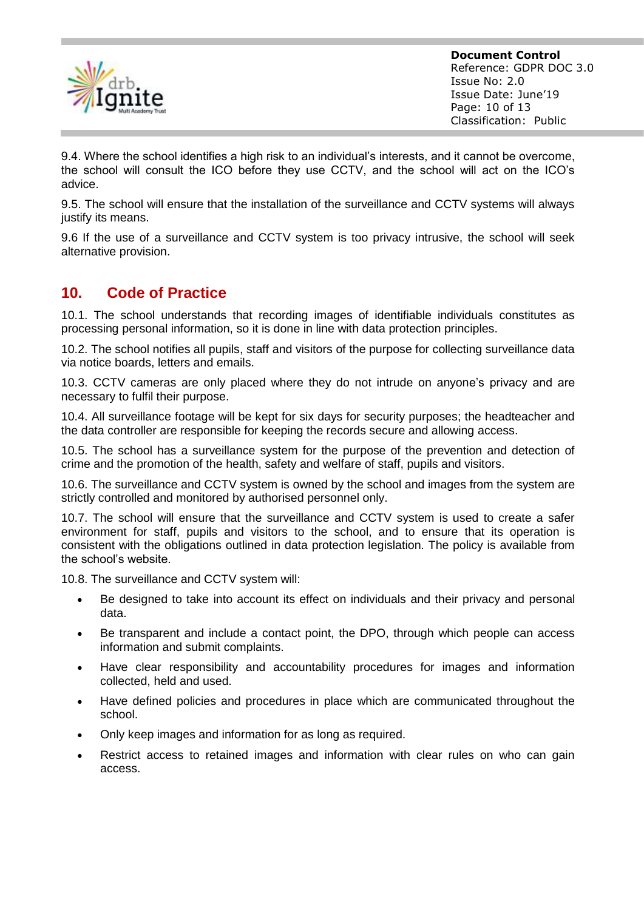9.4. Where the school identifies a high risk to an individual's interests, and it cannot be overcome, the school will consult the ICO before they use CCTV, and the school will act on the ICO's advice.

9.5. The school will ensure that the installation of the surveillance and CCTV systems will always justify its means.

9.6 If the use of a surveillance and CCTV system is too privacy intrusive, the school will seek alternative provision.

## 10. Code of Practice

10.1. The school understands that recording images of identifiable individuals constitutes as processing personal information, so it is done in line with data protection principles.

10.2. The school notifies all pupils, staff and visitors of the purpose for collecting surveillance data via notice boards, letters and emails.

10.3. CCTV cameras are only placed where they do not intrude on anyone's privacy and are necessary to fulfil their purpose.

10.4. All surveillance footage will be kept for six days for security purposes; the headteacher and the data controller are responsible for keeping the records secure and allowing access.

10.5. The school has a surveillance system for the purpose of the prevention and detection of crime and the promotion of the health, safety and welfare of staff, pupils and visitors.

10.6. The surveillance and CCTV system is owned by the school and images from the system are strictly controlled and monitored by authorised personnel only.

10.7. The school will ensure that the surveillance and CCTV system is used to create a safer environment for staff, pupils and visitors to the school, and to ensure that its operation is consistent with the obligations outlined in data protection legislation. The policy is available from the school's website.

10.8. The surveillance and CCTV system will:

- Be designed to take into account its effect on individuals and their privacy and personal data.
- Be transparent and include a contact point, the DPO, through which people can access information and submit complaints.
- Have clear responsibility and accountability procedures for images and information collected, held and used.
- Have defined policies and procedures in place which are communicated throughout the school.
- Only keep images and information for as long as required.
- Restrict access to retained images and information with clear rules on who can gain access.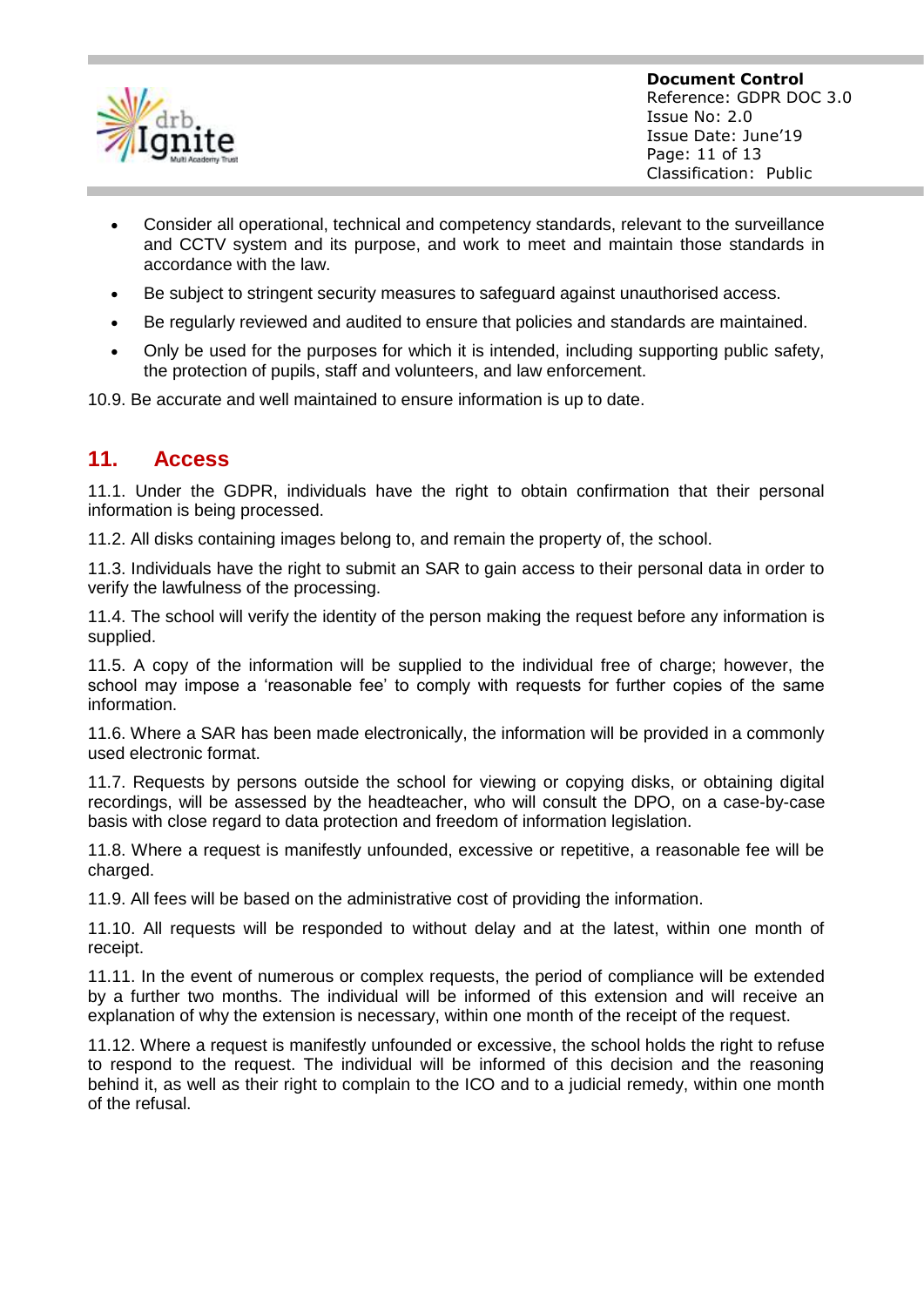- Consider all operational, technical and competency standards, relevant to the surveillance and CCTV system and its purpose, and work to meet and maintain those standards in accordance with the law.
- Be subject to stringent security measures to safeguard against unauthorised access.
- Be regularly reviewed and audited to ensure that policies and standards are maintained.
- Only be used for the purposes for which it is intended, including supporting public safety, the protection of pupils, staff and volunteers, and law enforcement.

10.9. Be accurate and well maintained to ensure information is up to date.

## 11. Access

11.1. Under the GDPR, individuals have the right to obtain confirmation that their personal information is being processed.

11.2. All disks containing images belong to, and remain the property of, the school.

11.3. Individuals have the right to submit an SAR to gain access to their personal data in order to verify the lawfulness of the processing.

11.4. The school will verify the identity of the person making the request before any information is supplied.

11.5. A copy of the information will be supplied to the individual free of charge; however, the school may impose a 'reasonable fee' to comply with requests for further copies of the same information.

11.6. Where a SAR has been made electronically, the information will be provided in a commonly used electronic format.

11.7. Requests by persons outside the school for viewing or copying disks, or obtaining digital recordings, will be assessed by the headteacher, who will consult the DPO, on a case-by-case basis with close regard to data protection and freedom of information legislation.

11.8. Where a request is manifestly unfounded, excessive or repetitive, a reasonable fee will be charged.

11.9. All fees will be based on the administrative cost of providing the information.

11.10. All requests will be responded to without delay and at the latest, within one month of receipt.

11.11. In the event of numerous or complex requests, the period of compliance will be extended by a further two months. The individual will be informed of this extension and will receive an explanation of why the extension is necessary, within one month of the receipt of the request.

11.12. Where a request is manifestly unfounded or excessive, the school holds the right to refuse to respond to the request. The individual will be informed of this decision and the reasoning behind it, as well as their right to complain to the ICO and to a judicial remedy, within one month of the refusal.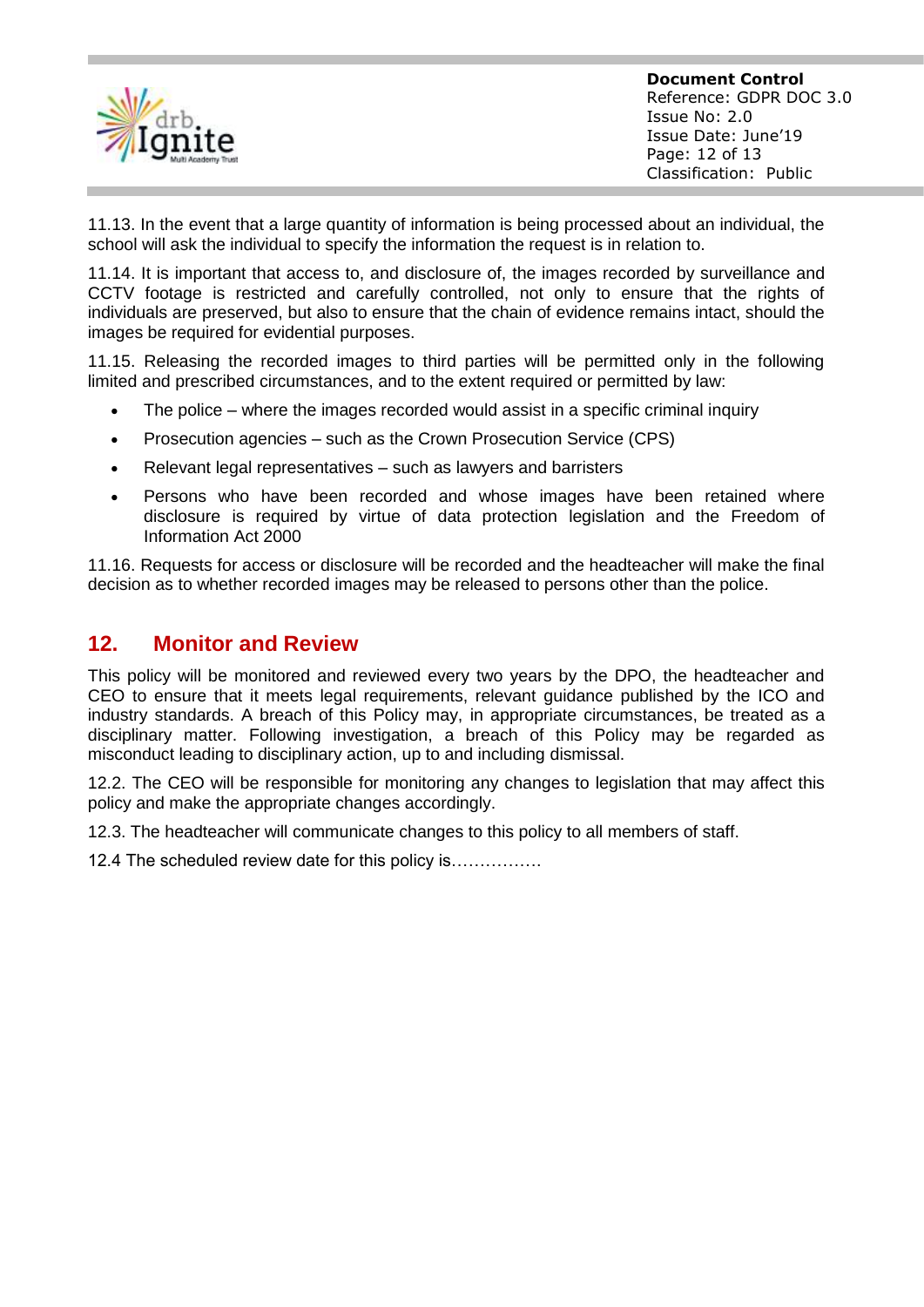11.13. In the event that a large quantity of information is being processed about an individual, the school will ask the individual to specify the information the request is in relation to.

11.14. It is important that access to, and disclosure of, the images recorded by surveillance and CCTV footage is restricted and carefully controlled, not only to ensure that the rights of individuals are preserved, but also to ensure that the chain of evidence remains intact, should the images be required for evidential purposes.

11.15. Releasing the recorded images to third parties will be permitted only in the following limited and prescribed circumstances, and to the extent required or permitted by law:

- The police – where the images recorded would assist in a specific criminal inquiry
- Prosecution agencies – such as the Crown Prosecution Service (CPS)
- Relevant legal representatives – such as lawyers and barristers
- Persons who have been recorded and whose images have been retained where disclosure is required by virtue of data protection legislation and the Freedom of Information Act 2000

11.16. Requests for access or disclosure will be recorded and the headteacher will make the final decision as to whether recorded images may be released to persons other than the police.

## 12. Monitor and Review

This policy will be monitored and reviewed every two years by the DPO, the headteacher and CEO to ensure that it meets legal requirements, relevant guidance published by the ICO and industry standards. A breach of this Policy may, in appropriate circumstances, be treated as a disciplinary matter. Following investigation, a breach of this Policy may be regarded as misconduct leading to disciplinary action, up to and including dismissal.

12.2. The CEO will be responsible for monitoring any changes to legislation that may affect this policy and make the appropriate changes accordingly.

12.3. The headteacher will communicate changes to this policy to all members of staff.

12.4 The scheduled review date for this policy is…………….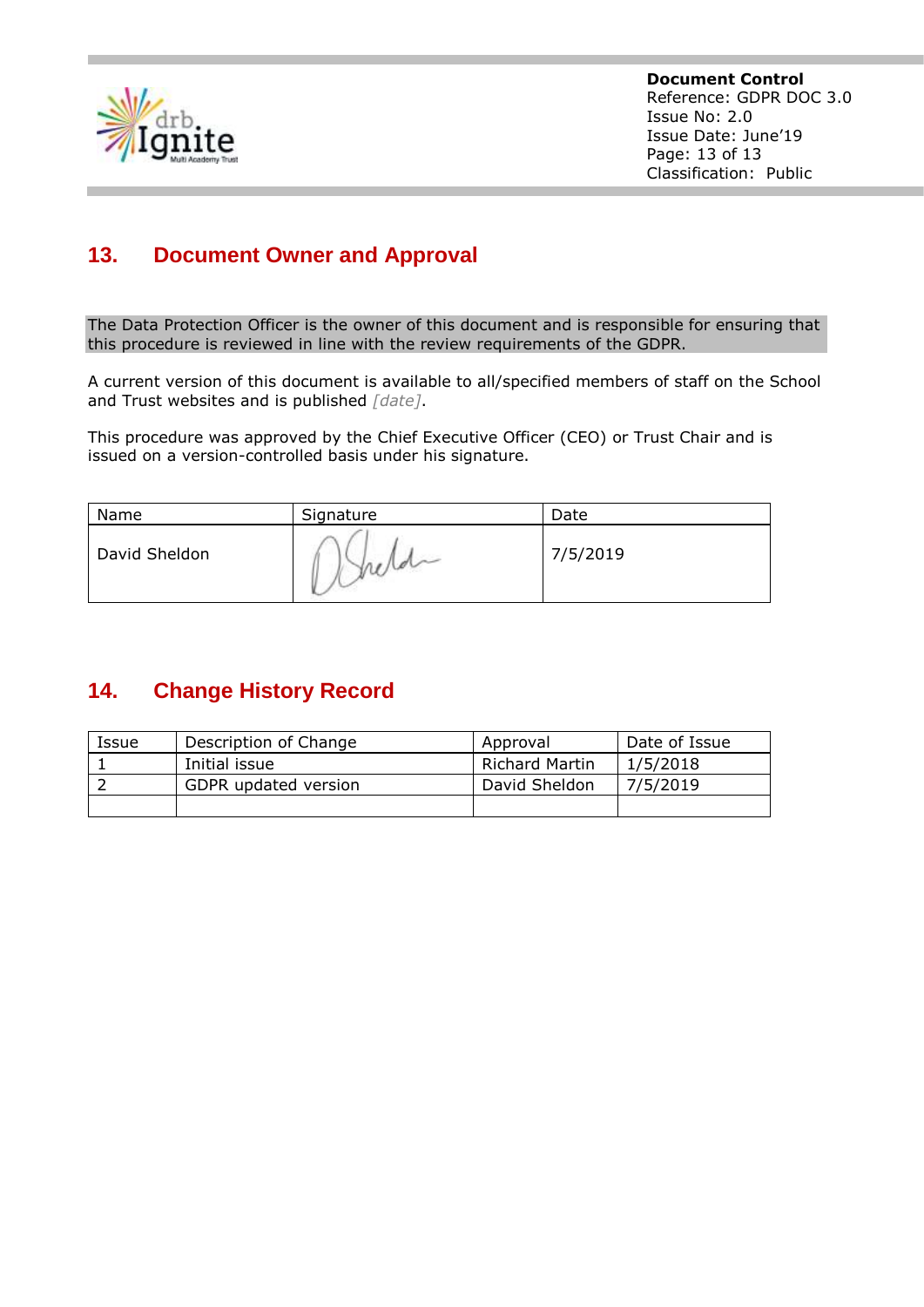## 13. Document Owner and Approval

The Data Protection Officer is the owner of this document and is responsible for ensuring that this procedure is reviewed in line with the review requirements of the GDPR.

A current version of this document is available to all/specified members of staff on the School and Trust websites and is published *[date]*.

This procedure was approved by the Chief Executive Officer (CEO) or Trust Chair and is issued on a version-controlled basis under his signature.

| Name | Signature | Date |
|---|---|---|
| David Sheldon | D Sheldon | 7/5/2019 |

## 14. Change History Record

| Issue | Description of Change | Approval | Date of Issue |
|---|---|---|---|
| 1 | Initial issue | Richard Martin | 1/5/2018 |
| 2 | GDPR updated version | David Sheldon | 7/5/2019 |
| | | | |